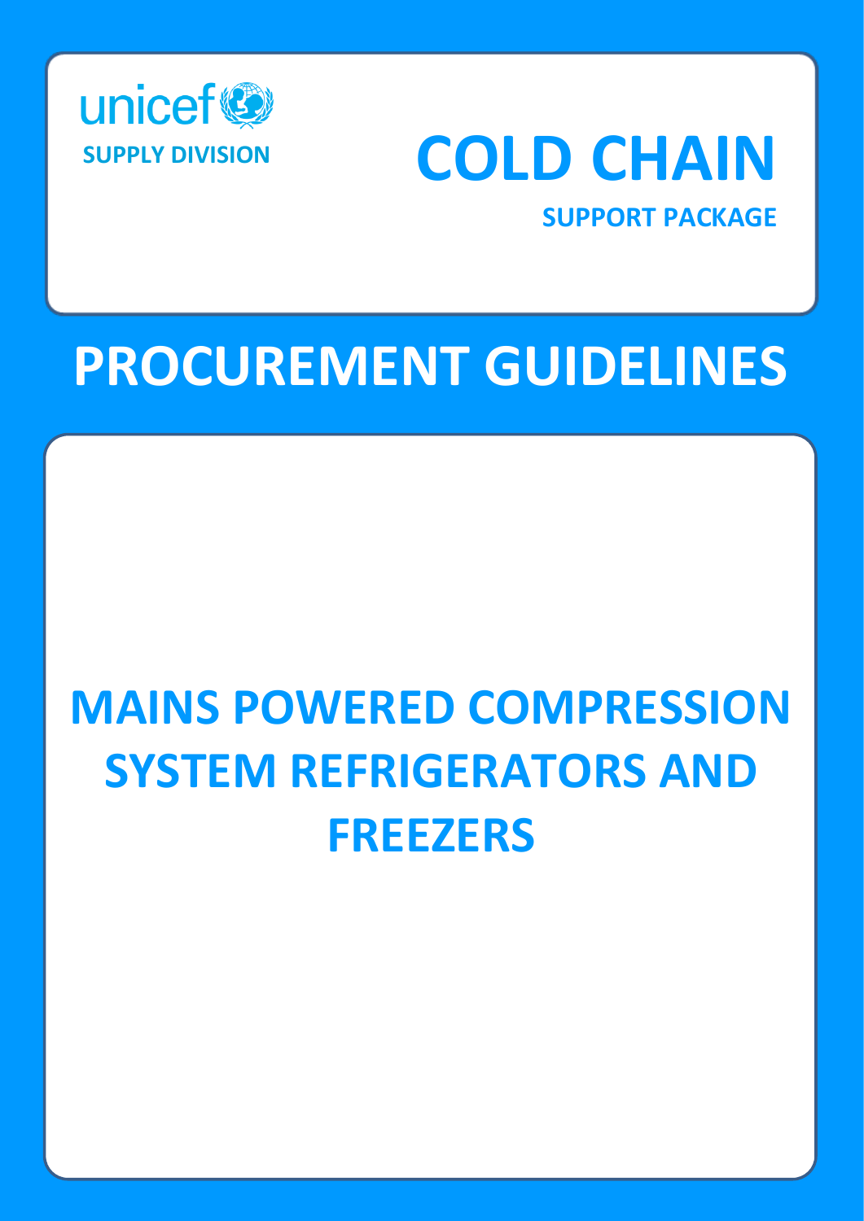unicef
**SUPPLY DIVISION**

# COLD CHAIN

**SUPPORT PACKAGE**

# PROCUREMENT GUIDELINES

## MAINS POWERED COMPRESSION SYSTEM REFRIGERATORS AND FREEZERS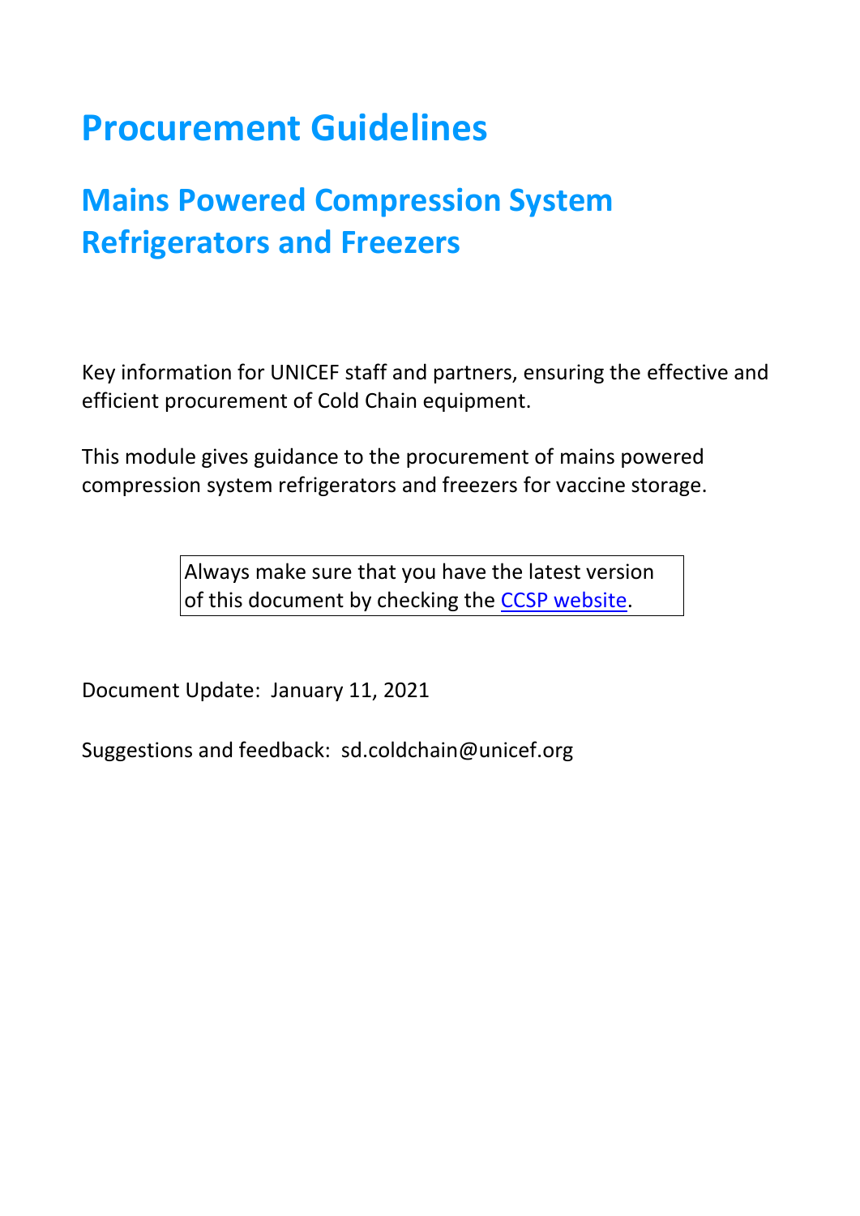# Procurement Guidelines

## Mains Powered Compression System Refrigerators and Freezers

Key information for UNICEF staff and partners, ensuring the effective and efficient procurement of Cold Chain equipment.

This module gives guidance to the procurement of mains powered compression system refrigerators and freezers for vaccine storage.

> Always make sure that you have the latest version of this document by checking the [CCSP website](CCSP website).

Document Update: January 11, 2021

Suggestions and feedback: sd.coldchain@unicef.org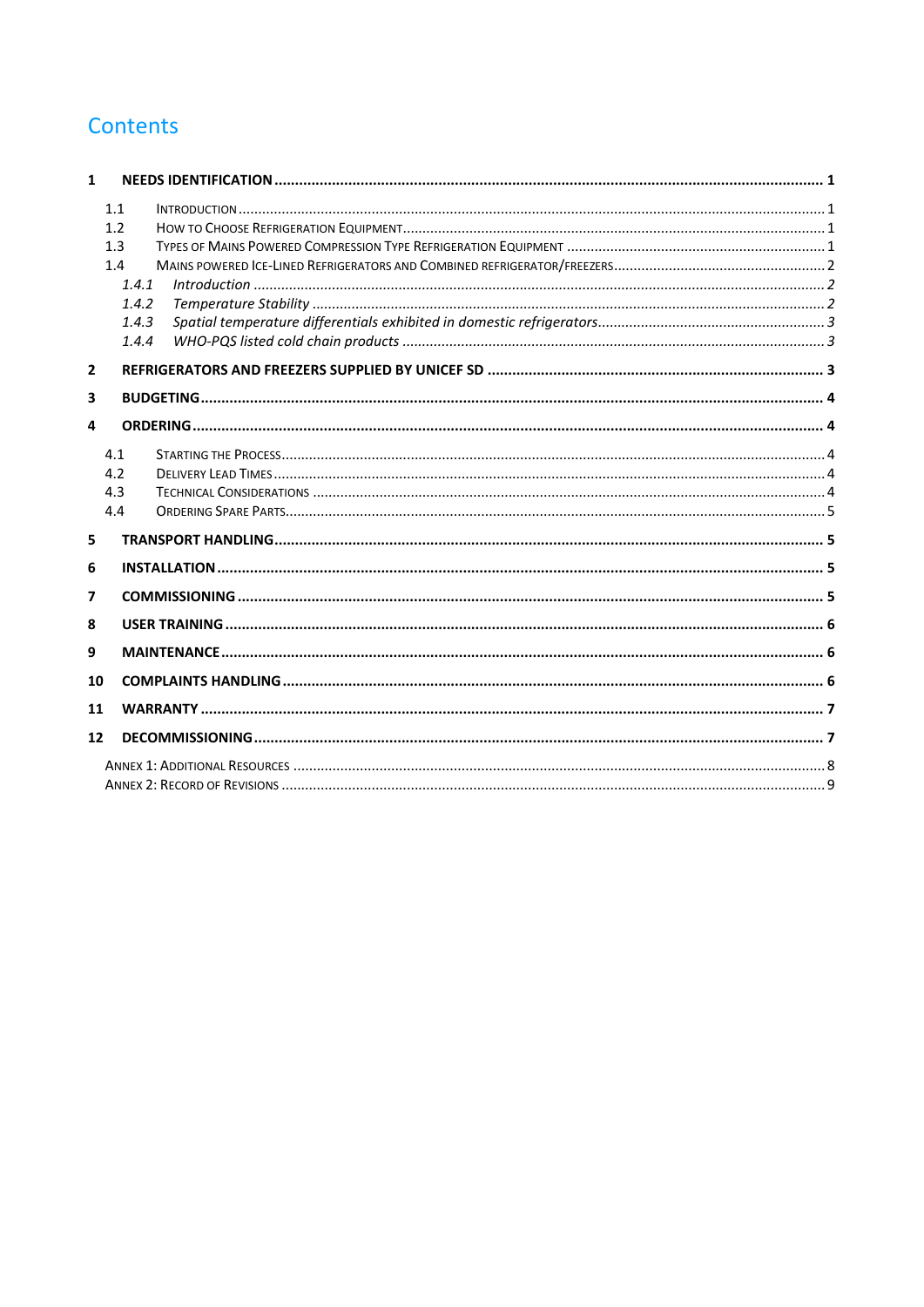# Contents

**1 NEEDS IDENTIFICATION .................................................................................................................... 1**

- 1.1 Introduction ..................................................................................................................... 1
- 1.2 How to Choose Refrigeration Equipment .......................................................................... 1
- 1.3 Types of Mains Powered Compression Type Refrigeration Equipment .................................. 1
- 1.4 Mains powered Ice-Lined Refrigerators and Combined refrigerator/freezers ........................ 2
  - *1.4.1 Introduction ............................................................................................................ 2*
  - *1.4.2 Temperature Stability ............................................................................................. 2*
  - *1.4.3 Spatial temperature differentials exhibited in domestic refrigerators ....................... 3*
  - *1.4.4 WHO-PQS listed cold chain products ....................................................................... 3*

**2 REFRIGERATORS AND FREEZERS SUPPLIED BY UNICEF SD ................................................................ 3**

**3 BUDGETING ..................................................................................................................................... 4**

**4 ORDERING ....................................................................................................................................... 4**

- 4.1 Starting the Process .......................................................................................................... 4
- 4.2 Delivery Lead Times .......................................................................................................... 4
- 4.3 Technical Considerations .................................................................................................. 4
- 4.4 Ordering Spare Parts ......................................................................................................... 5

**5 TRANSPORT HANDLING ................................................................................................................... 5**

**6 INSTALLATION ................................................................................................................................. 5**

**7 COMMISSIONING ............................................................................................................................ 5**

**8 USER TRAINING ............................................................................................................................... 6**

**9 MAINTENANCE ................................................................................................................................ 6**

**10 COMPLAINTS HANDLING ................................................................................................................. 6**

**11 WARRANTY ..................................................................................................................................... 7**

**12 DECOMMISSIONING ........................................................................................................................ 7**

Annex 1: Additional Resources ..................................................................................................... 8

Annex 2: Record of Revisions ....................................................................................................... 9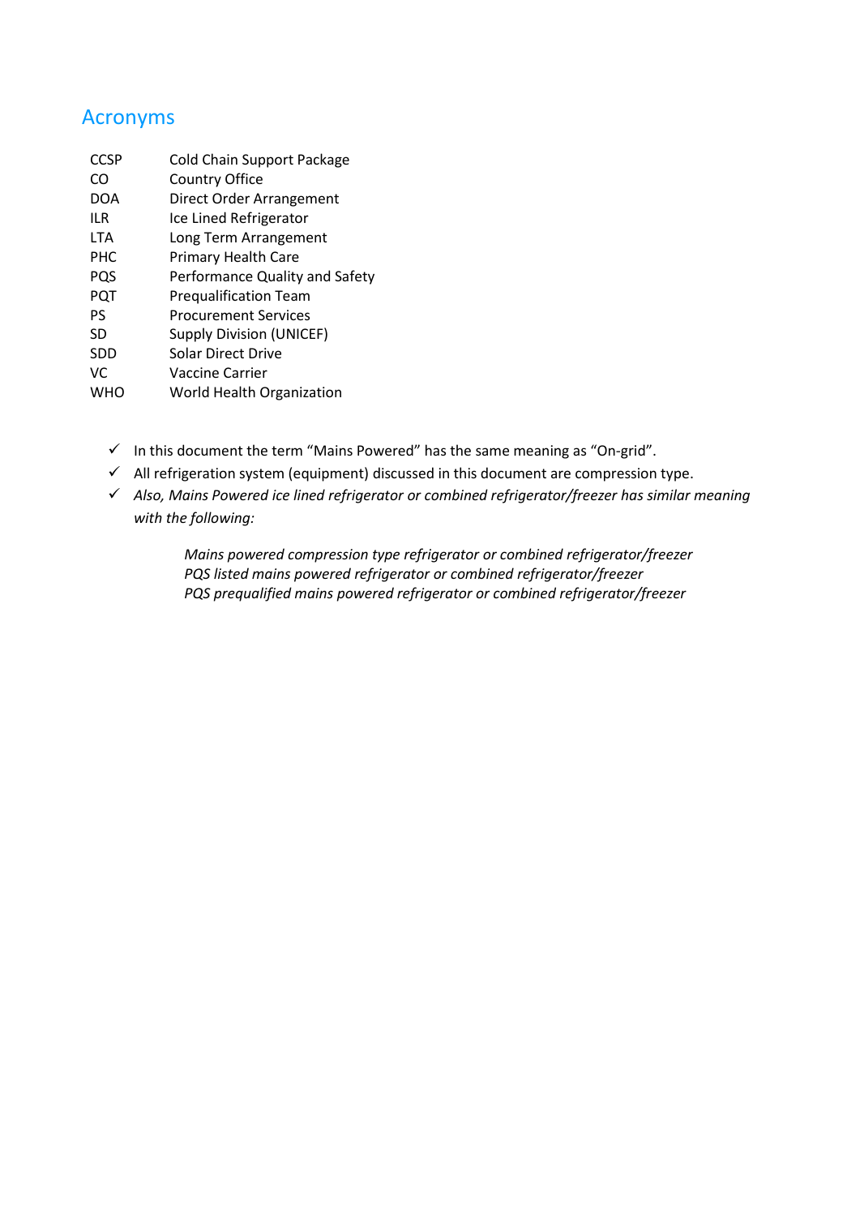## Acronyms

| | |
|---|---|
| CCSP | Cold Chain Support Package |
| CO | Country Office |
| DOA | Direct Order Arrangement |
| ILR | Ice Lined Refrigerator |
| LTA | Long Term Arrangement |
| PHC | Primary Health Care |
| PQS | Performance Quality and Safety |
| PQT | Prequalification Team |
| PS | Procurement Services |
| SD | Supply Division (UNICEF) |
| SDD | Solar Direct Drive |
| VC | Vaccine Carrier |
| WHO | World Health Organization |

- ✓ In this document the term “Mains Powered” has the same meaning as “On-grid”.
- ✓ All refrigeration system (equipment) discussed in this document are compression type.
- ✓ *Also, Mains Powered ice lined refrigerator or combined refrigerator/freezer has similar meaning with the following:*

  *Mains powered compression type refrigerator or combined refrigerator/freezer*
  *PQS listed mains powered refrigerator or combined refrigerator/freezer*
  *PQS prequalified mains powered refrigerator or combined refrigerator/freezer*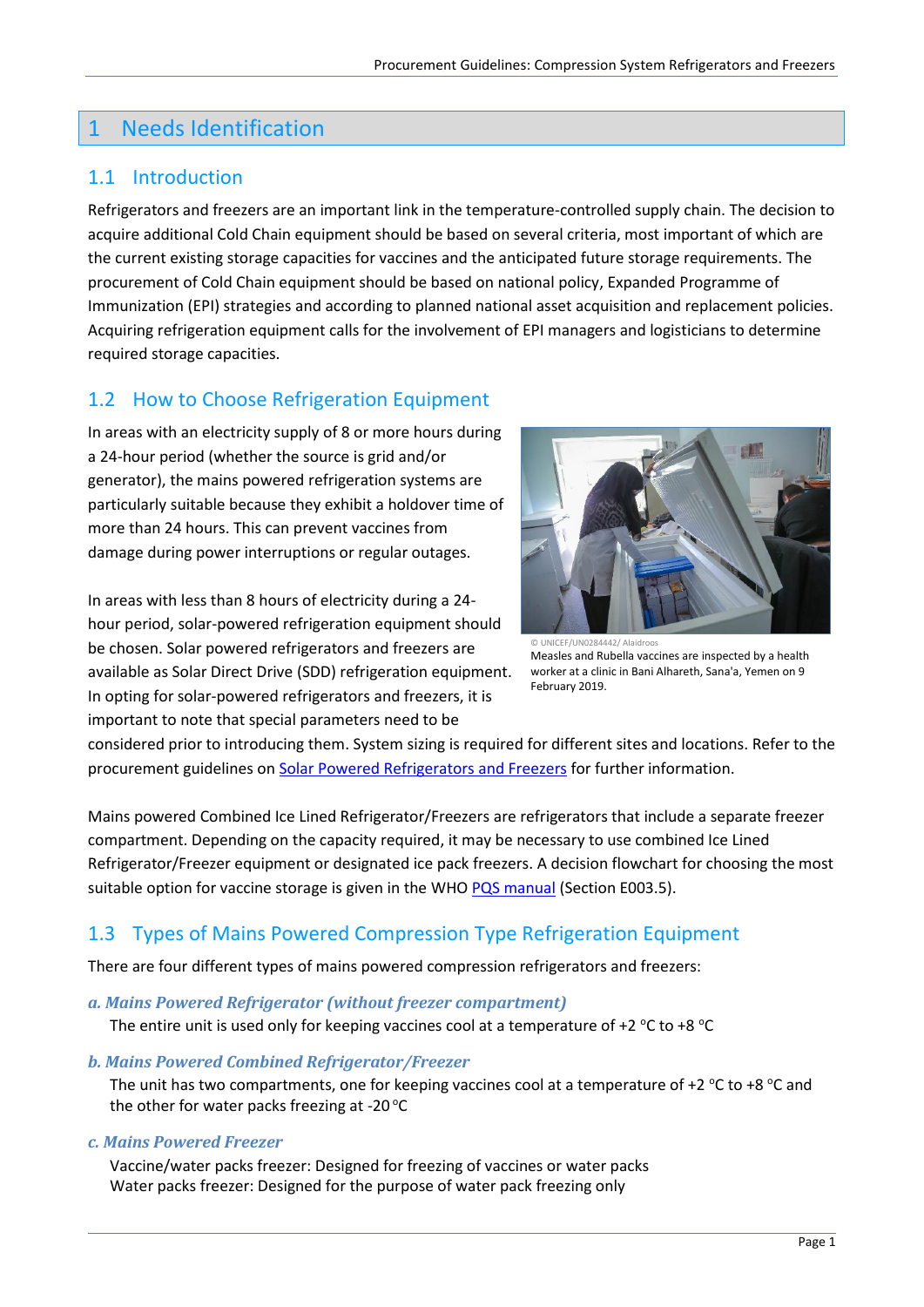# 1 Needs Identification

## 1.1 Introduction

Refrigerators and freezers are an important link in the temperature-controlled supply chain. The decision to acquire additional Cold Chain equipment should be based on several criteria, most important of which are the current existing storage capacities for vaccines and the anticipated future storage requirements. The procurement of Cold Chain equipment should be based on national policy, Expanded Programme of Immunization (EPI) strategies and according to planned national asset acquisition and replacement policies. Acquiring refrigeration equipment calls for the involvement of EPI managers and logisticians to determine required storage capacities.

## 1.2 How to Choose Refrigeration Equipment

In areas with an electricity supply of 8 or more hours during a 24-hour period (whether the source is grid and/or generator), the mains powered refrigeration systems are particularly suitable because they exhibit a holdover time of more than 24 hours. This can prevent vaccines from damage during power interruptions or regular outages.

In areas with less than 8 hours of electricity during a 24-hour period, solar-powered refrigeration equipment should be chosen. Solar powered refrigerators and freezers are available as Solar Direct Drive (SDD) refrigeration equipment. In opting for solar-powered refrigerators and freezers, it is important to note that special parameters need to be considered prior to introducing them. System sizing is required for different sites and locations. Refer to the procurement guidelines on [Solar Powered Refrigerators and Freezers] for further information.

© UNICEF/UN0284442/ Alaidroos
Measles and Rubella vaccines are inspected by a health worker at a clinic in Bani Alhareth, Sana'a, Yemen on 9 February 2019.

Mains powered Combined Ice Lined Refrigerator/Freezers are refrigerators that include a separate freezer compartment. Depending on the capacity required, it may be necessary to use combined Ice Lined Refrigerator/Freezer equipment or designated ice pack freezers. A decision flowchart for choosing the most suitable option for vaccine storage is given in the WHO [PQS manual] (Section E003.5).

## 1.3 Types of Mains Powered Compression Type Refrigeration Equipment

There are four different types of mains powered compression refrigerators and freezers:

***a. Mains Powered Refrigerator (without freezer compartment)***

The entire unit is used only for keeping vaccines cool at a temperature of +2 °C to +8 °C

***b. Mains Powered Combined Refrigerator/Freezer***

The unit has two compartments, one for keeping vaccines cool at a temperature of +2 °C to +8 °C and the other for water packs freezing at -20 °C

***c. Mains Powered Freezer***

Vaccine/water packs freezer: Designed for freezing of vaccines or water packs
Water packs freezer: Designed for the purpose of water pack freezing only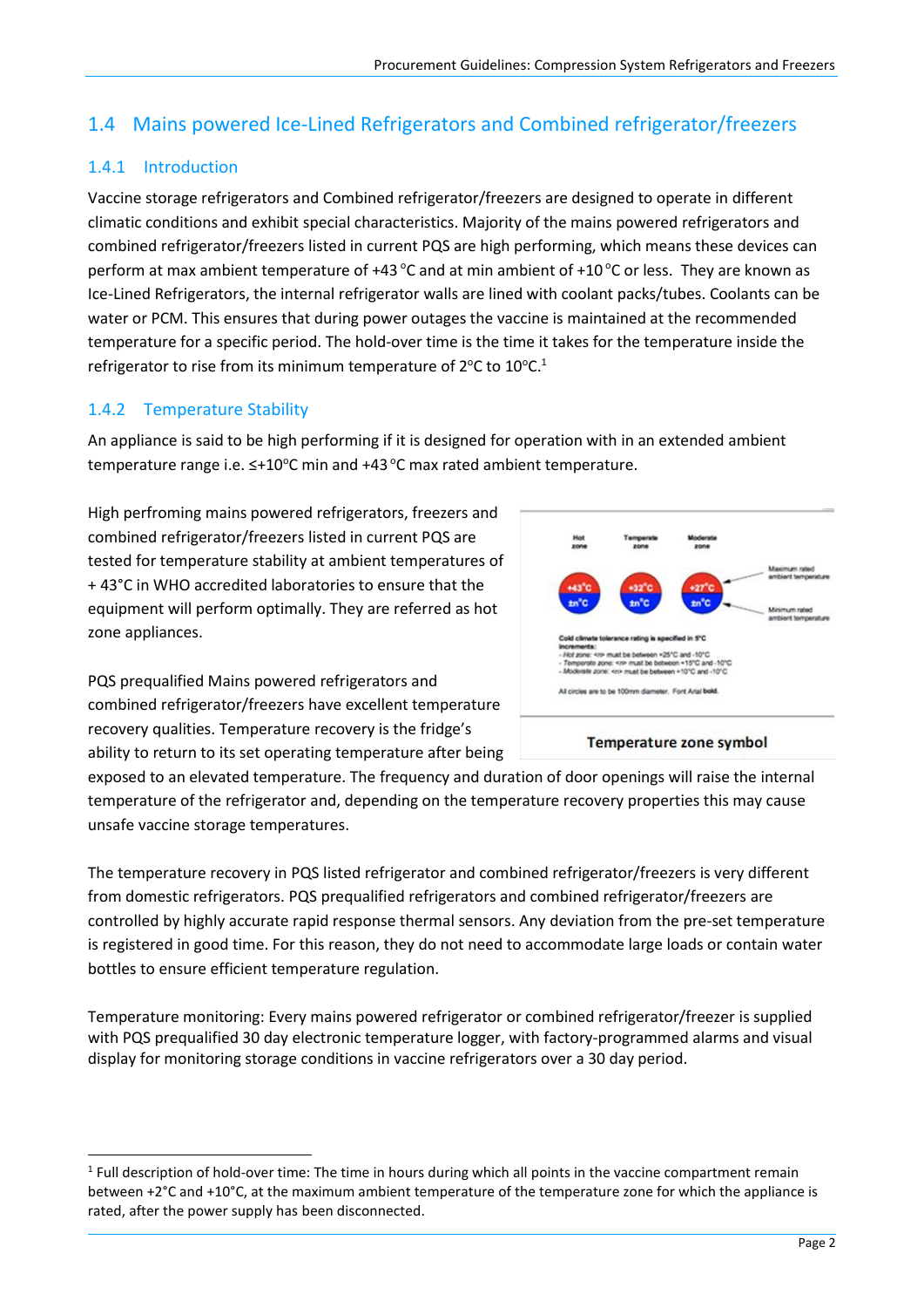## 1.4 Mains powered Ice-Lined Refrigerators and Combined refrigerator/freezers

### 1.4.1 Introduction

Vaccine storage refrigerators and Combined refrigerator/freezers are designed to operate in different climatic conditions and exhibit special characteristics. Majority of the mains powered refrigerators and combined refrigerator/freezers listed in current PQS are high performing, which means these devices can perform at max ambient temperature of +43 °C and at min ambient of +10 °C or less. They are known as Ice-Lined Refrigerators, the internal refrigerator walls are lined with coolant packs/tubes. Coolants can be water or PCM. This ensures that during power outages the vaccine is maintained at the recommended temperature for a specific period. The hold-over time is the time it takes for the temperature inside the refrigerator to rise from its minimum temperature of 2°C to 10°C.[1]

### 1.4.2 Temperature Stability

An appliance is said to be high performing if it is designed for operation with in an extended ambient temperature range i.e. ≤+10°C min and +43 °C max rated ambient temperature.

High perfroming mains powered refrigerators, freezers and combined refrigerator/freezers listed in current PQS are tested for temperature stability at ambient temperatures of + 43°C in WHO accredited laboratories to ensure that the equipment will perform optimally. They are referred as hot zone appliances.

Hot zone | Temperate zone | Moderate zone

+43°C ±n°C | +32°C ±n°C | +27°C ±n°C

Maximum rated ambient temperature

Minimum rated ambient temperature

Cold climate tolerance rating is specified in 5°C increments:
- Hot zone: <n> must be between +25°C and -10°C
- Temperate zone: <n> must be between +15°C and -10°C
- Moderate zone: <n> must be between +10°C and -10°C

All circles are to be 100mm diameter. Font Arial **bold**.

**Temperature zone symbol**

PQS prequalified Mains powered refrigerators and combined refrigerator/freezers have excellent temperature recovery qualities. Temperature recovery is the fridge's ability to return to its set operating temperature after being exposed to an elevated temperature. The frequency and duration of door openings will raise the internal temperature of the refrigerator and, depending on the temperature recovery properties this may cause unsafe vaccine storage temperatures.

The temperature recovery in PQS listed refrigerator and combined refrigerator/freezers is very different from domestic refrigerators. PQS prequalified refrigerators and combined refrigerator/freezers are controlled by highly accurate rapid response thermal sensors. Any deviation from the pre-set temperature is registered in good time. For this reason, they do not need to accommodate large loads or contain water bottles to ensure efficient temperature regulation.

Temperature monitoring: Every mains powered refrigerator or combined refrigerator/freezer is supplied with PQS prequalified 30 day electronic temperature logger, with factory-programmed alarms and visual display for monitoring storage conditions in vaccine refrigerators over a 30 day period.

[1] Full description of hold-over time: The time in hours during which all points in the vaccine compartment remain between +2°C and +10°C, at the maximum ambient temperature of the temperature zone for which the appliance is rated, after the power supply has been disconnected.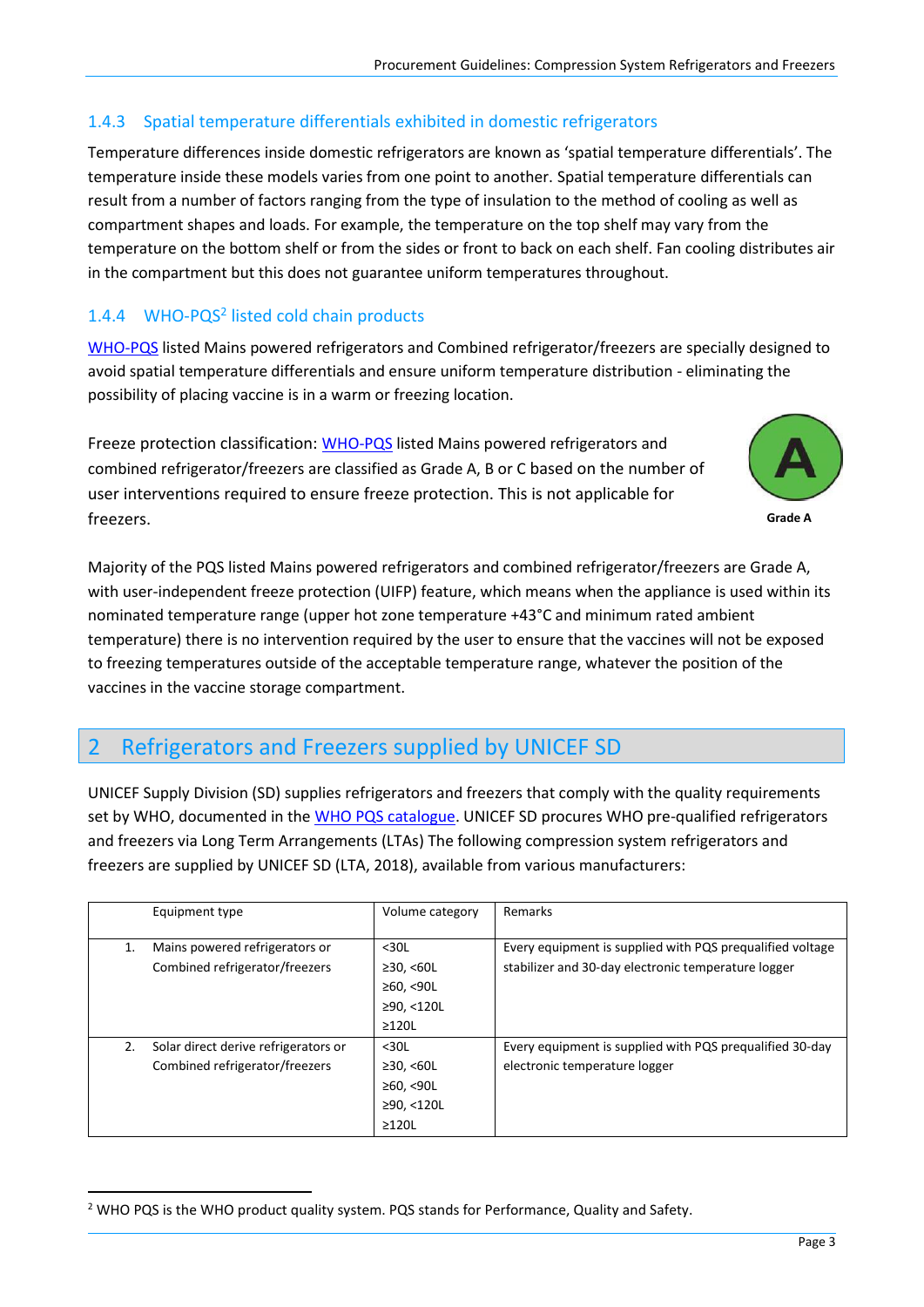### 1.4.3 Spatial temperature differentials exhibited in domestic refrigerators

Temperature differences inside domestic refrigerators are known as 'spatial temperature differentials'. The temperature inside these models varies from one point to another. Spatial temperature differentials can result from a number of factors ranging from the type of insulation to the method of cooling as well as compartment shapes and loads. For example, the temperature on the top shelf may vary from the temperature on the bottom shelf or from the sides or front to back on each shelf. Fan cooling distributes air in the compartment but this does not guarantee uniform temperatures throughout.

### 1.4.4 WHO-PQS[2] listed cold chain products

WHO-PQS listed Mains powered refrigerators and Combined refrigerator/freezers are specially designed to avoid spatial temperature differentials and ensure uniform temperature distribution - eliminating the possibility of placing vaccine is in a warm or freezing location.

Freeze protection classification: WHO-PQS listed Mains powered refrigerators and combined refrigerator/freezers are classified as Grade A, B or C based on the number of user interventions required to ensure freeze protection. This is not applicable for freezers.

Grade A

Majority of the PQS listed Mains powered refrigerators and combined refrigerator/freezers are Grade A, with user-independent freeze protection (UIFP) feature, which means when the appliance is used within its nominated temperature range (upper hot zone temperature +43°C and minimum rated ambient temperature) there is no intervention required by the user to ensure that the vaccines will not be exposed to freezing temperatures outside of the acceptable temperature range, whatever the position of the vaccines in the vaccine storage compartment.

## 2 Refrigerators and Freezers supplied by UNICEF SD

UNICEF Supply Division (SD) supplies refrigerators and freezers that comply with the quality requirements set by WHO, documented in the WHO PQS catalogue. UNICEF SD procures WHO pre-qualified refrigerators and freezers via Long Term Arrangements (LTAs) The following compression system refrigerators and freezers are supplied by UNICEF SD (LTA, 2018), available from various manufacturers:

| | Equipment type | Volume category | Remarks |
|---|---|---|---|
| 1. | Mains powered refrigerators or Combined refrigerator/freezers | <30L<br>≥30, <60L<br>≥60, <90L<br>≥90, <120L<br>≥120L | Every equipment is supplied with PQS prequalified voltage stabilizer and 30-day electronic temperature logger |
| 2. | Solar direct derive refrigerators or Combined refrigerator/freezers | <30L<br>≥30, <60L<br>≥60, <90L<br>≥90, <120L<br>≥120L | Every equipment is supplied with PQS prequalified 30-day electronic temperature logger |

[2] WHO PQS is the WHO product quality system. PQS stands for Performance, Quality and Safety.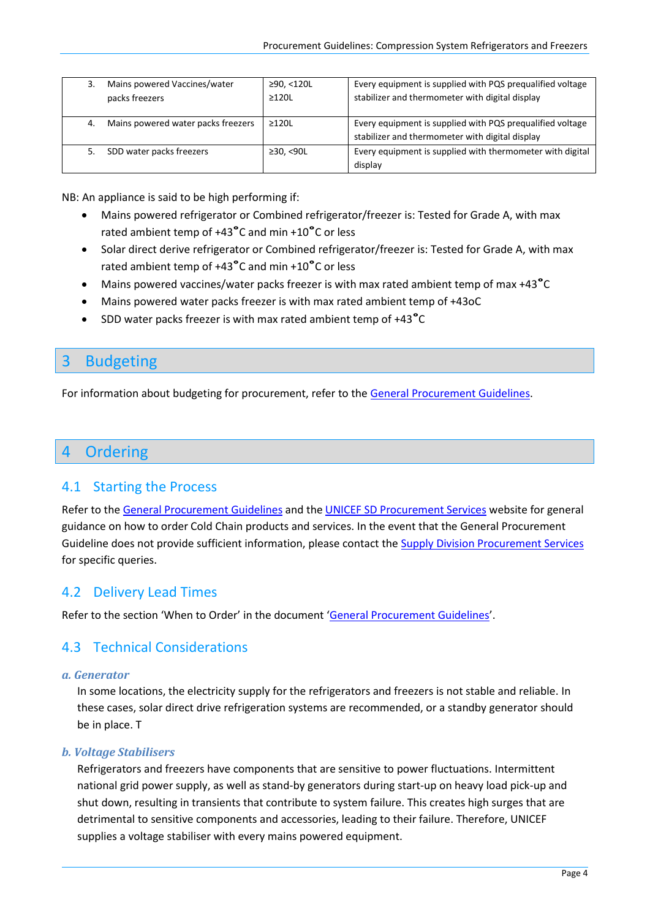| 3. | Mains powered Vaccines/water packs freezers | ≥90, <120L ≥120L | Every equipment is supplied with PQS prequalified voltage stabilizer and thermometer with digital display |
|---|---|---|---|
| 4. | Mains powered water packs freezers | ≥120L | Every equipment is supplied with PQS prequalified voltage stabilizer and thermometer with digital display |
| 5. | SDD water packs freezers | ≥30, <90L | Every equipment is supplied with thermometer with digital display |

NB: An appliance is said to be high performing if:

- Mains powered refrigerator or Combined refrigerator/freezer is: Tested for Grade A, with max rated ambient temp of +43°C and min +10°C or less
- Solar direct derive refrigerator or Combined refrigerator/freezer is: Tested for Grade A, with max rated ambient temp of +43°C and min +10°C or less
- Mains powered vaccines/water packs freezer is with max rated ambient temp of max +43°C
- Mains powered water packs freezer is with max rated ambient temp of +43oC
- SDD water packs freezer is with max rated ambient temp of +43°C

# 3 Budgeting

For information about budgeting for procurement, refer to the General Procurement Guidelines.

# 4 Ordering

## 4.1 Starting the Process

Refer to the General Procurement Guidelines and the UNICEF SD Procurement Services website for general guidance on how to order Cold Chain products and services. In the event that the General Procurement Guideline does not provide sufficient information, please contact the Supply Division Procurement Services for specific queries.

## 4.2 Delivery Lead Times

Refer to the section 'When to Order' in the document 'General Procurement Guidelines'.

## 4.3 Technical Considerations

### *a. Generator*

In some locations, the electricity supply for the refrigerators and freezers is not stable and reliable. In these cases, solar direct drive refrigeration systems are recommended, or a standby generator should be in place. T

### *b. Voltage Stabilisers*

Refrigerators and freezers have components that are sensitive to power fluctuations. Intermittent national grid power supply, as well as stand-by generators during start-up on heavy load pick-up and shut down, resulting in transients that contribute to system failure. This creates high surges that are detrimental to sensitive components and accessories, leading to their failure. Therefore, UNICEF supplies a voltage stabiliser with every mains powered equipment.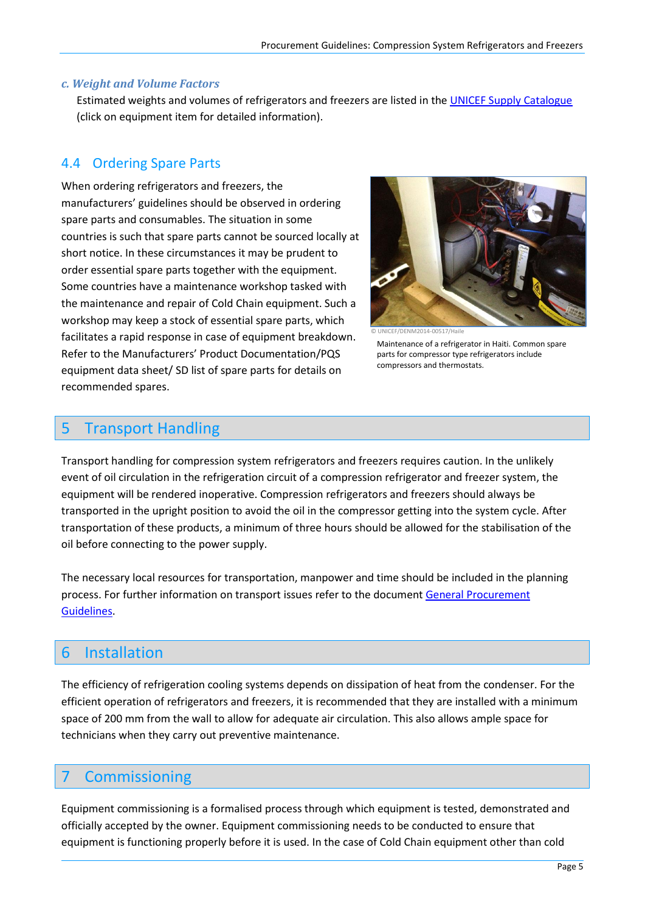### c. Weight and Volume Factors

Estimated weights and volumes of refrigerators and freezers are listed in the UNICEF Supply Catalogue (click on equipment item for detailed information).

## 4.4 Ordering Spare Parts

When ordering refrigerators and freezers, the manufacturers' guidelines should be observed in ordering spare parts and consumables. The situation in some countries is such that spare parts cannot be sourced locally at short notice. In these circumstances it may be prudent to order essential spare parts together with the equipment. Some countries have a maintenance workshop tasked with the maintenance and repair of Cold Chain equipment. Such a workshop may keep a stock of essential spare parts, which facilitates a rapid response in case of equipment breakdown. Refer to the Manufacturers' Product Documentation/PQS equipment data sheet/ SD list of spare parts for details on recommended spares.

© UNICEF/DENM2014-00517/Haile

Maintenance of a refrigerator in Haiti. Common spare parts for compressor type refrigerators include compressors and thermostats.

# 5 Transport Handling

Transport handling for compression system refrigerators and freezers requires caution. In the unlikely event of oil circulation in the refrigeration circuit of a compression refrigerator and freezer system, the equipment will be rendered inoperative. Compression refrigerators and freezers should always be transported in the upright position to avoid the oil in the compressor getting into the system cycle. After transportation of these products, a minimum of three hours should be allowed for the stabilisation of the oil before connecting to the power supply.

The necessary local resources for transportation, manpower and time should be included in the planning process. For further information on transport issues refer to the document General Procurement Guidelines.

# 6 Installation

The efficiency of refrigeration cooling systems depends on dissipation of heat from the condenser. For the efficient operation of refrigerators and freezers, it is recommended that they are installed with a minimum space of 200 mm from the wall to allow for adequate air circulation. This also allows ample space for technicians when they carry out preventive maintenance.

# 7 Commissioning

Equipment commissioning is a formalised process through which equipment is tested, demonstrated and officially accepted by the owner. Equipment commissioning needs to be conducted to ensure that equipment is functioning properly before it is used. In the case of Cold Chain equipment other than cold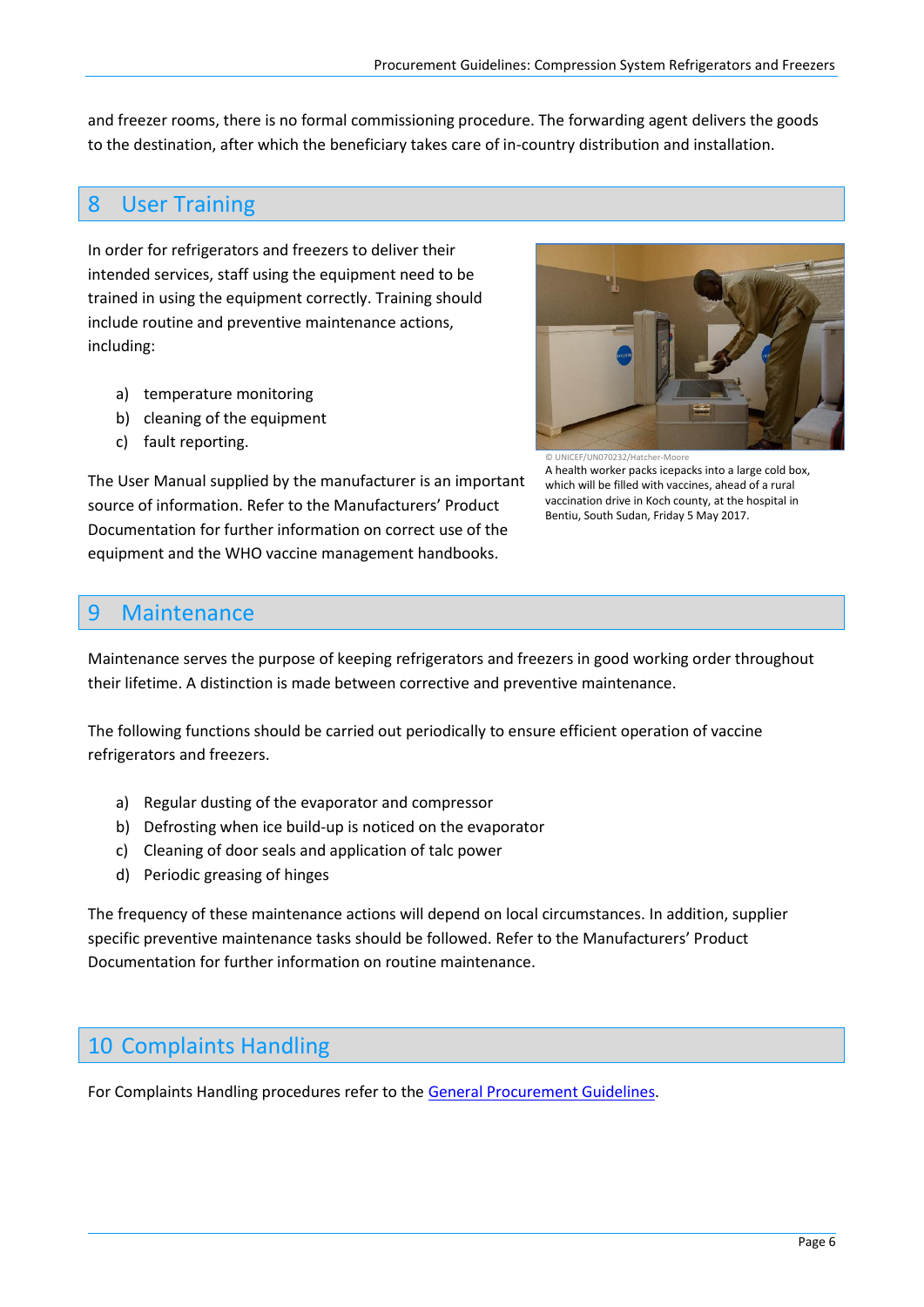and freezer rooms, there is no formal commissioning procedure. The forwarding agent delivers the goods to the destination, after which the beneficiary takes care of in-country distribution and installation.

# 8 User Training

In order for refrigerators and freezers to deliver their intended services, staff using the equipment need to be trained in using the equipment correctly. Training should include routine and preventive maintenance actions, including:

a) temperature monitoring
b) cleaning of the equipment
c) fault reporting.

The User Manual supplied by the manufacturer is an important source of information. Refer to the Manufacturers' Product Documentation for further information on correct use of the equipment and the WHO vaccine management handbooks.

© UNICEF/UN070232/Hatcher-Moore
A health worker packs icepacks into a large cold box, which will be filled with vaccines, ahead of a rural vaccination drive in Koch county, at the hospital in Bentiu, South Sudan, Friday 5 May 2017.

# 9 Maintenance

Maintenance serves the purpose of keeping refrigerators and freezers in good working order throughout their lifetime. A distinction is made between corrective and preventive maintenance.

The following functions should be carried out periodically to ensure efficient operation of vaccine refrigerators and freezers.

a) Regular dusting of the evaporator and compressor
b) Defrosting when ice build-up is noticed on the evaporator
c) Cleaning of door seals and application of talc power
d) Periodic greasing of hinges

The frequency of these maintenance actions will depend on local circumstances. In addition, supplier specific preventive maintenance tasks should be followed. Refer to the Manufacturers' Product Documentation for further information on routine maintenance.

# 10 Complaints Handling

For Complaints Handling procedures refer to the General Procurement Guidelines.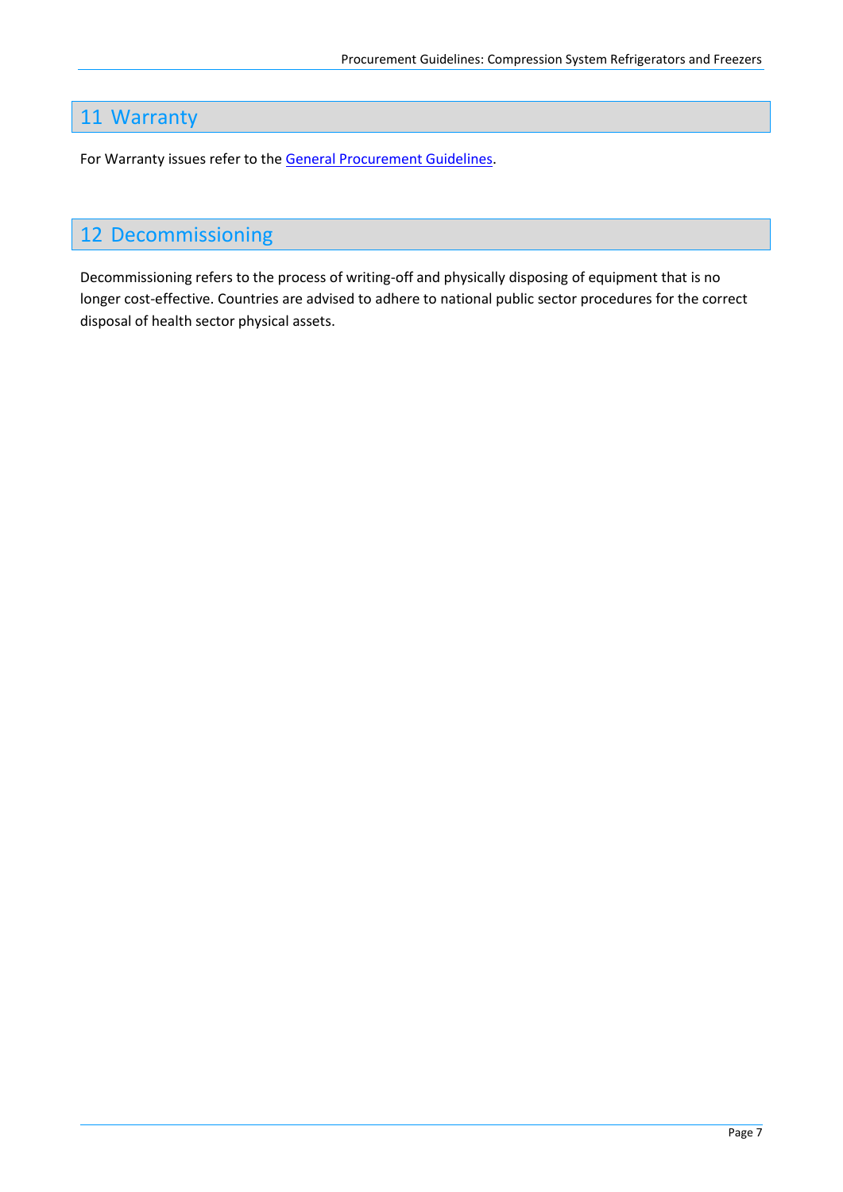# 11 Warranty

For Warranty issues refer to the General Procurement Guidelines.

# 12 Decommissioning

Decommissioning refers to the process of writing-off and physically disposing of equipment that is no longer cost-effective. Countries are advised to adhere to national public sector procedures for the correct disposal of health sector physical assets.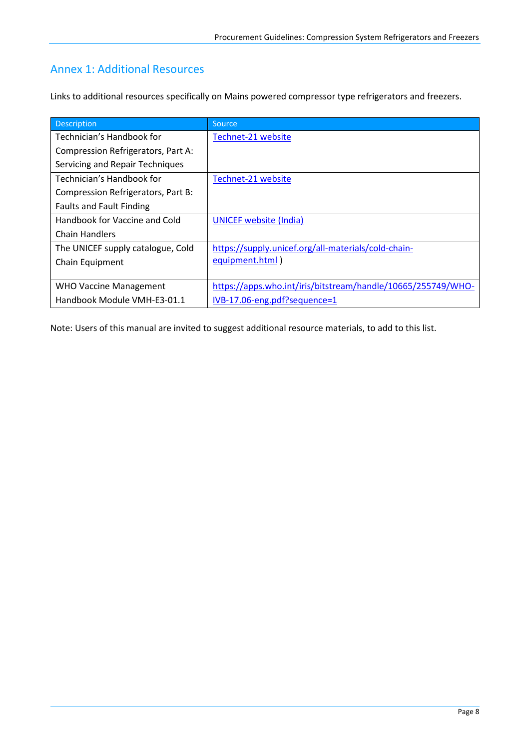## Annex 1: Additional Resources

Links to additional resources specifically on Mains powered compressor type refrigerators and freezers.

| Description | Source |
| --- | --- |
| Technician's Handbook for Compression Refrigerators, Part A: Servicing and Repair Techniques | Technet-21 website |
| Technician's Handbook for Compression Refrigerators, Part B: Faults and Fault Finding | Technet-21 website |
| Handbook for Vaccine and Cold Chain Handlers | UNICEF website (India) |
| The UNICEF supply catalogue, Cold Chain Equipment | https://supply.unicef.org/all-materials/cold-chain-equipment.html ) |
| WHO Vaccine Management Handbook Module VMH-E3-01.1 | https://apps.who.int/iris/bitstream/handle/10665/255749/WHO-IVB-17.06-eng.pdf?sequence=1 |

Note: Users of this manual are invited to suggest additional resource materials, to add to this list.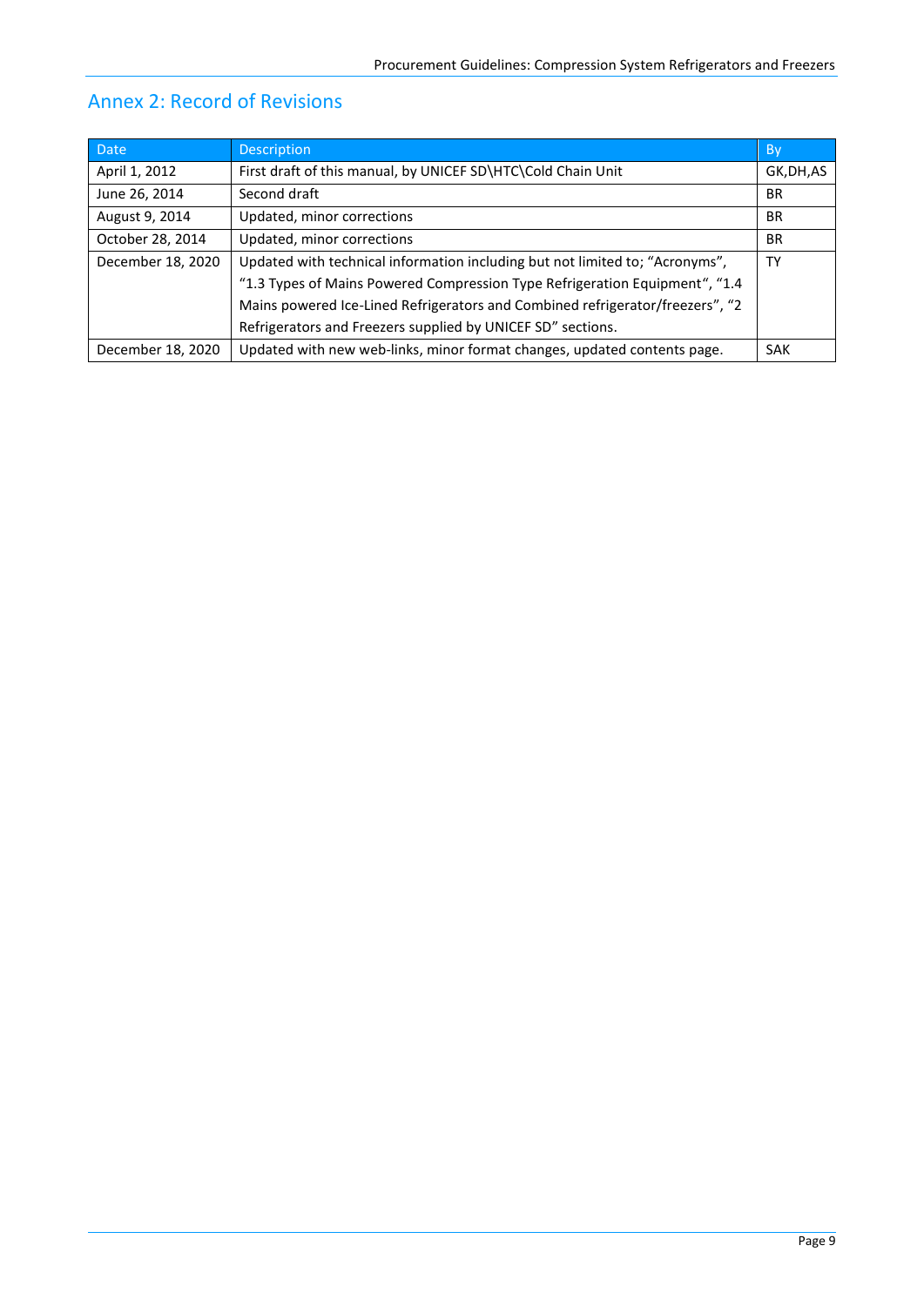## Annex 2: Record of Revisions

| Date | Description | By |
|---|---|---|
| April 1, 2012 | First draft of this manual, by UNICEF SD\HTC\Cold Chain Unit | GK,DH,AS |
| June 26, 2014 | Second draft | BR |
| August 9, 2014 | Updated, minor corrections | BR |
| October 28, 2014 | Updated, minor corrections | BR |
| December 18, 2020 | Updated with technical information including but not limited to; "Acronyms", "1.3 Types of Mains Powered Compression Type Refrigeration Equipment", "1.4 Mains powered Ice-Lined Refrigerators and Combined refrigerator/freezers", "2 Refrigerators and Freezers supplied by UNICEF SD" sections. | TY |
| December 18, 2020 | Updated with new web-links, minor format changes, updated contents page. | SAK |